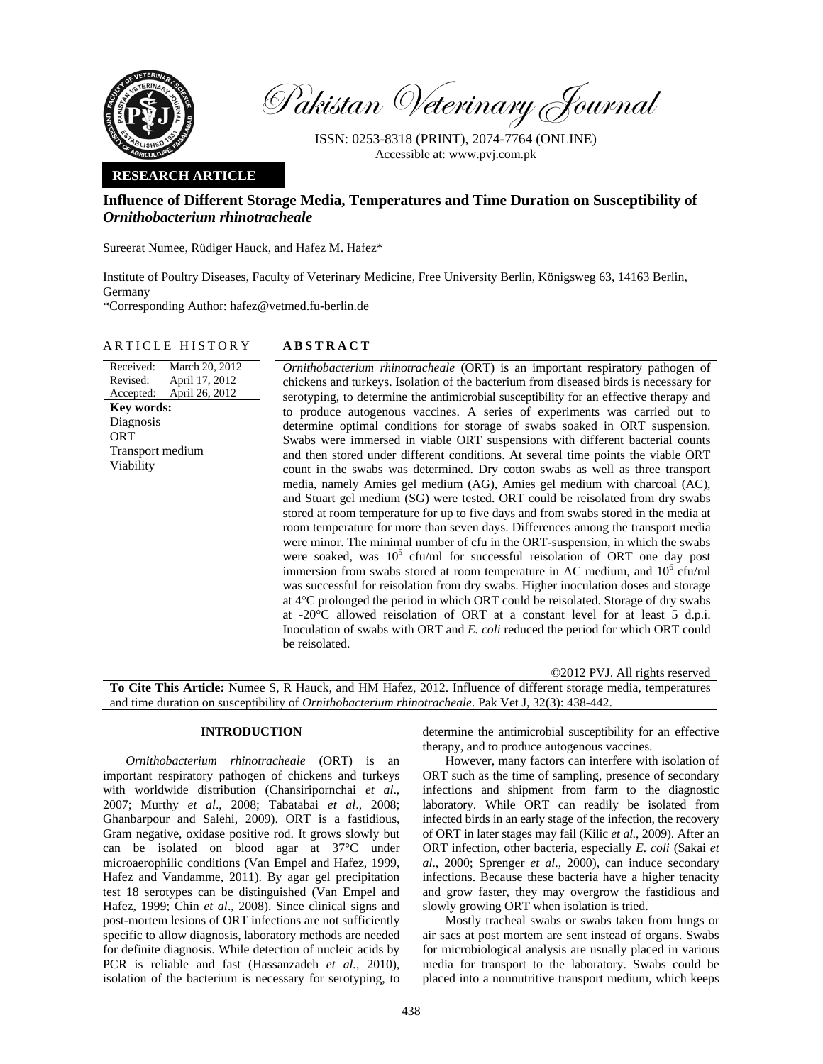Pakistan Veterinary Journal

ISSN: 0253-8318 (PRINT), 2074-7764 (ONLINE)
Accessible at: www.pvj.com.pk

**RESEARCH ARTICLE**

# Influence of Different Storage Media, Temperatures and Time Duration on Susceptibility of *Ornithobacterium rhinotracheale*

Sureerat Numee, Rüdiger Hauck, and Hafez M. Hafez*

Institute of Poultry Diseases, Faculty of Veterinary Medicine, Free University Berlin, Königsweg 63, 14163 Berlin, Germany

*Corresponding Author: hafez@vetmed.fu-berlin.de

## ARTICLE HISTORY

Received: March 20, 2012
Revised: April 17, 2012
Accepted: April 26, 2012

**Key words:**
Diagnosis
ORT
Transport medium
Viability

## ABSTRACT

*Ornithobacterium rhinotracheale* (ORT) is an important respiratory pathogen of chickens and turkeys. Isolation of the bacterium from diseased birds is necessary for serotyping, to determine the antimicrobial susceptibility for an effective therapy and to produce autogenous vaccines. A series of experiments was carried out to determine optimal conditions for storage of swabs soaked in ORT suspension. Swabs were immersed in viable ORT suspensions with different bacterial counts and then stored under different conditions. At several time points the viable ORT count in the swabs was determined. Dry cotton swabs as well as three transport media, namely Amies gel medium (AG), Amies gel medium with charcoal (AC), and Stuart gel medium (SG) were tested. ORT could be reisolated from dry swabs stored at room temperature for up to five days and from swabs stored in the media at room temperature for more than seven days. Differences among the transport media were minor. The minimal number of cfu in the ORT-suspension, in which the swabs were soaked, was $10^5$ cfu/ml for successful reisolation of ORT one day post immersion from swabs stored at room temperature in AC medium, and $10^6$ cfu/ml was successful for reisolation from dry swabs. Higher inoculation doses and storage at 4°C prolonged the period in which ORT could be reisolated. Storage of dry swabs at -20°C allowed reisolation of ORT at a constant level for at least 5 d.p.i. Inoculation of swabs with ORT and *E. coli* reduced the period for which ORT could be reisolated.

©2012 PVJ. All rights reserved

**To Cite This Article:** Numee S, R Hauck, and HM Hafez, 2012. Influence of different storage media, temperatures and time duration on susceptibility of *Ornithobacterium rhinotracheale*. Pak Vet J, 32(3): 438-442.

## INTRODUCTION

*Ornithobacterium rhinotracheale* (ORT) is an important respiratory pathogen of chickens and turkeys with worldwide distribution (Chansiripornchai *et al*., 2007; Murthy *et al*., 2008; Tabatabai *et al*., 2008; Ghanbarpour and Salehi, 2009). ORT is a fastidious, Gram negative, oxidase positive rod. It grows slowly but can be isolated on blood agar at 37°C under microaerophilic conditions (Van Empel and Hafez, 1999, Hafez and Vandamme, 2011). By agar gel precipitation test 18 serotypes can be distinguished (Van Empel and Hafez, 1999; Chin *et al*., 2008). Since clinical signs and post-mortem lesions of ORT infections are not sufficiently specific to allow diagnosis, laboratory methods are needed for definite diagnosis. While detection of nucleic acids by PCR is reliable and fast (Hassanzadeh *et al.*, 2010), isolation of the bacterium is necessary for serotyping, to determine the antimicrobial susceptibility for an effective therapy, and to produce autogenous vaccines.

However, many factors can interfere with isolation of ORT such as the time of sampling, presence of secondary infections and shipment from farm to the diagnostic laboratory. While ORT can readily be isolated from infected birds in an early stage of the infection, the recovery of ORT in later stages may fail (Kilic *et al.*, 2009). After an ORT infection, other bacteria, especially *E. coli* (Sakai *et al*., 2000; Sprenger *et al*., 2000), can induce secondary infections. Because these bacteria have a higher tenacity and grow faster, they may overgrow the fastidious and slowly growing ORT when isolation is tried.

Mostly tracheal swabs or swabs taken from lungs or air sacs at post mortem are sent instead of organs. Swabs for microbiological analysis are usually placed in various media for transport to the laboratory. Swabs could be placed into a nonnutritive transport medium, which keeps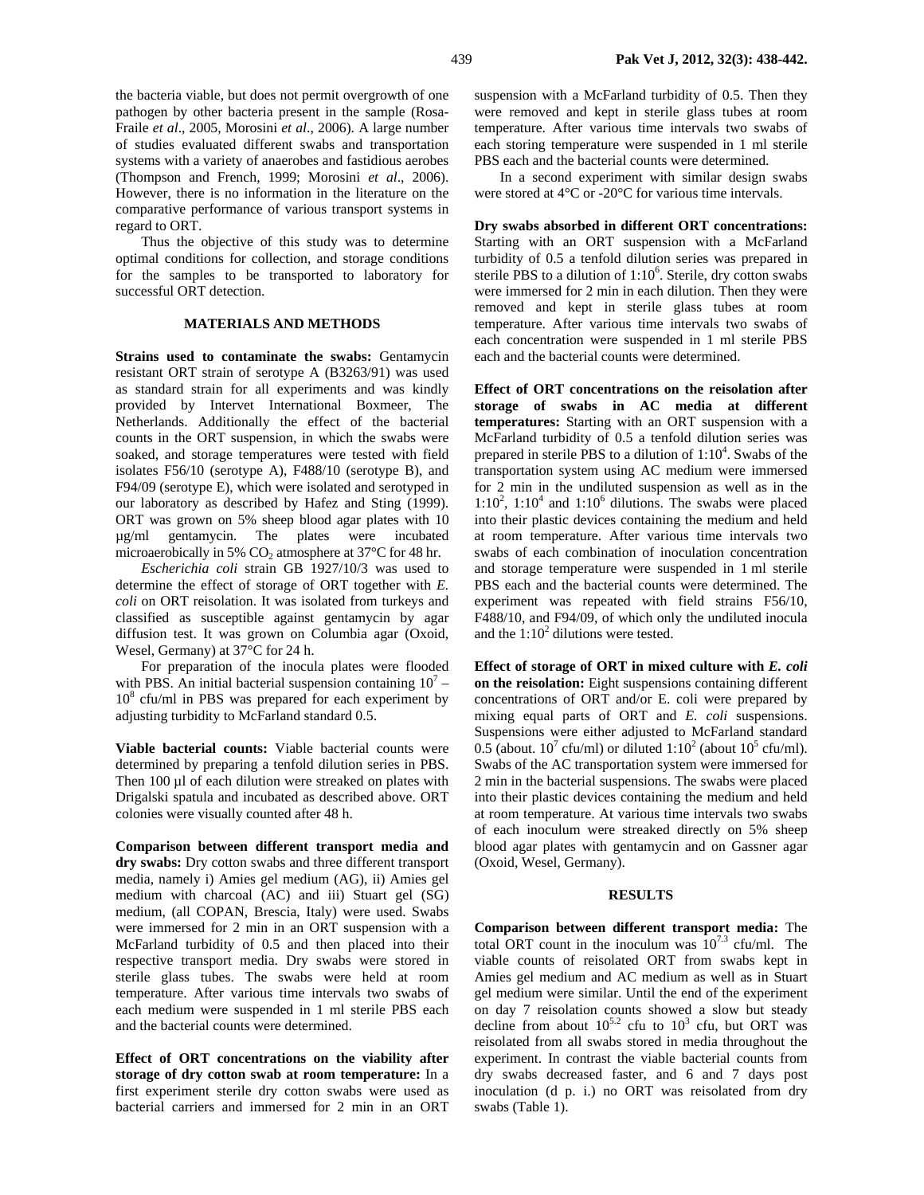the bacteria viable, but does not permit overgrowth of one pathogen by other bacteria present in the sample (Rosa-Fraile *et al*., 2005, Morosini *et al*., 2006). A large number of studies evaluated different swabs and transportation systems with a variety of anaerobes and fastidious aerobes (Thompson and French, 1999; Morosini *et al*., 2006). However, there is no information in the literature on the comparative performance of various transport systems in regard to ORT.

Thus the objective of this study was to determine optimal conditions for collection, and storage conditions for the samples to be transported to laboratory for successful ORT detection.

## MATERIALS AND METHODS

**Strains used to contaminate the swabs:** Gentamycin resistant ORT strain of serotype A (B3263/91) was used as standard strain for all experiments and was kindly provided by Intervet International Boxmeer, The Netherlands. Additionally the effect of the bacterial counts in the ORT suspension, in which the swabs were soaked, and storage temperatures were tested with field isolates F56/10 (serotype A), F488/10 (serotype B), and F94/09 (serotype E), which were isolated and serotyped in our laboratory as described by Hafez and Sting (1999). ORT was grown on 5% sheep blood agar plates with 10 µg/ml gentamycin. The plates were incubated microaerobically in 5% $CO_2$ atmosphere at 37°C for 48 hr.

*Escherichia coli* strain GB 1927/10/3 was used to determine the effect of storage of ORT together with *E. coli* on ORT reisolation. It was isolated from turkeys and classified as susceptible against gentamycin by agar diffusion test. It was grown on Columbia agar (Oxoid, Wesel, Germany) at 37°C for 24 h.

For preparation of the inocula plates were flooded with PBS. An initial bacterial suspension containing $10^7$ – $10^8$ cfu/ml in PBS was prepared for each experiment by adjusting turbidity to McFarland standard 0.5.

**Viable bacterial counts:** Viable bacterial counts were determined by preparing a tenfold dilution series in PBS. Then 100 µl of each dilution were streaked on plates with Drigalski spatula and incubated as described above. ORT colonies were visually counted after 48 h.

**Comparison between different transport media and dry swabs:** Dry cotton swabs and three different transport media, namely i) Amies gel medium (AG), ii) Amies gel medium with charcoal (AC) and iii) Stuart gel (SG) medium, (all COPAN, Brescia, Italy) were used. Swabs were immersed for 2 min in an ORT suspension with a McFarland turbidity of 0.5 and then placed into their respective transport media. Dry swabs were stored in sterile glass tubes. The swabs were held at room temperature. After various time intervals two swabs of each medium were suspended in 1 ml sterile PBS each and the bacterial counts were determined.

**Effect of ORT concentrations on the viability after storage of dry cotton swab at room temperature:** In a first experiment sterile dry cotton swabs were used as bacterial carriers and immersed for 2 min in an ORT suspension with a McFarland turbidity of 0.5. Then they were removed and kept in sterile glass tubes at room temperature. After various time intervals two swabs of each storing temperature were suspended in 1 ml sterile PBS each and the bacterial counts were determined.

In a second experiment with similar design swabs were stored at 4°C or -20°C for various time intervals.

**Dry swabs absorbed in different ORT concentrations:** Starting with an ORT suspension with a McFarland turbidity of 0.5 a tenfold dilution series was prepared in sterile PBS to a dilution of $1{:}10^6$. Sterile, dry cotton swabs were immersed for 2 min in each dilution. Then they were removed and kept in sterile glass tubes at room temperature. After various time intervals two swabs of each concentration were suspended in 1 ml sterile PBS each and the bacterial counts were determined.

**Effect of ORT concentrations on the reisolation after storage of swabs in AC media at different temperatures:** Starting with an ORT suspension with a McFarland turbidity of 0.5 a tenfold dilution series was prepared in sterile PBS to a dilution of $1{:}10^4$. Swabs of the transportation system using AC medium were immersed for 2 min in the undiluted suspension as well as in the $1{:}10^2$, $1{:}10^4$ and $1{:}10^6$ dilutions. The swabs were placed into their plastic devices containing the medium and held at room temperature. After various time intervals two swabs of each combination of inoculation concentration and storage temperature were suspended in 1 ml sterile PBS each and the bacterial counts were determined. The experiment was repeated with field strains F56/10, F488/10, and F94/09, of which only the undiluted inocula and the $1{:}10^2$ dilutions were tested.

**Effect of storage of ORT in mixed culture with *E. coli* on the reisolation:** Eight suspensions containing different concentrations of ORT and/or E. coli were prepared by mixing equal parts of ORT and *E. coli* suspensions. Suspensions were either adjusted to McFarland standard 0.5 (about. $10^7$ cfu/ml) or diluted $1{:}10^2$ (about $10^5$ cfu/ml). Swabs of the AC transportation system were immersed for 2 min in the bacterial suspensions. The swabs were placed into their plastic devices containing the medium and held at room temperature. At various time intervals two swabs of each inoculum were streaked directly on 5% sheep blood agar plates with gentamycin and on Gassner agar (Oxoid, Wesel, Germany).

## RESULTS

**Comparison between different transport media:** The total ORT count in the inoculum was $10^{7.3}$ cfu/ml. The viable counts of reisolated ORT from swabs kept in Amies gel medium and AC medium as well as in Stuart gel medium were similar. Until the end of the experiment on day 7 reisolation counts showed a slow but steady decline from about $10^{5.2}$ cfu to $10^3$ cfu, but ORT was reisolated from all swabs stored in media throughout the experiment. In contrast the viable bacterial counts from dry swabs decreased faster, and 6 and 7 days post inoculation (d p. i.) no ORT was reisolated from dry swabs (Table 1).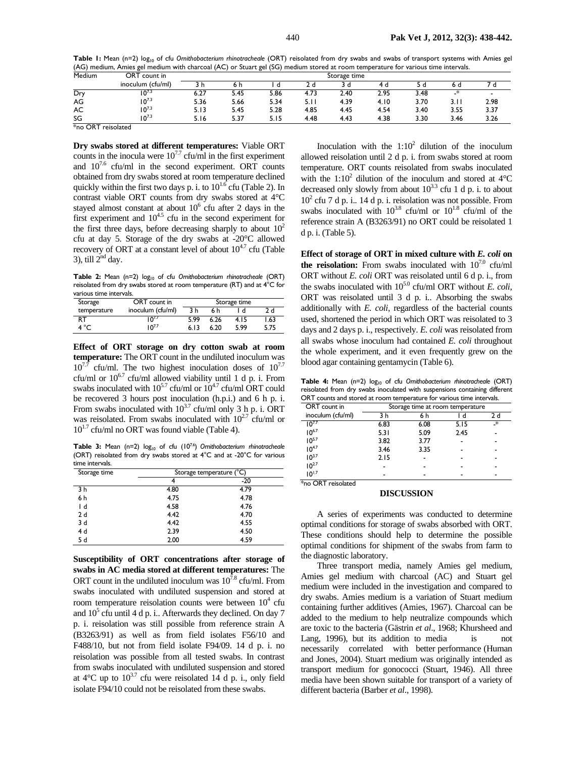**Table 1:** Mean (n=2) $\log_{10}$ of cfu *Ornithobacterium rhinotracheale* (ORT) reisolated from dry swabs and swabs of transport systems with Amies gel (AG) medium, Amies gel medium with charcoal (AC) or Stuart gel (SG) medium stored at room temperature for various time intervals.

| Medium | ORT count in inoculum (cfu/ml) | Storage time | | | | | | | | |
|---|---|---|---|---|---|---|---|---|---|---|
| | | 3 h | 6 h | 1 d | 2 d | 3 d | 4 d | 5 d | 6 d | 7 d |
| Dry | $10^{7.3}$ | 6.27 | 5.45 | 5.86 | 4.73 | 2.40 | 2.95 | 3.48 | -* | - |
| AG | $10^{7.3}$ | 5.36 | 5.66 | 5.34 | 5.11 | 4.39 | 4.10 | 3.70 | 3.11 | 2.98 |
| AC | $10^{7.3}$ | 5.13 | 5.45 | 5.28 | 4.85 | 4.45 | 4.54 | 3.40 | 3.55 | 3.37 |
| SG | $10^{7.3}$ | 5.16 | 5.37 | 5.15 | 4.48 | 4.43 | 4.38 | 3.30 | 3.46 | 3.26 |

*no ORT reisolated

**Dry swabs stored at different temperatures:** Viable ORT counts in the inocula were $10^{7.7}$ cfu/ml in the first experiment and $10^{7.6}$ cfu/ml in the second experiment. ORT counts obtained from dry swabs stored at room temperature declined quickly within the first two days p. i. to $10^{1.6}$ cfu (Table 2). In contrast viable ORT counts from dry swabs stored at 4°C stayed almost constant at about $10^{6}$ cfu after 2 days in the first experiment and $10^{4.5}$ cfu in the second experiment for the first three days, before decreasing sharply to about $10^{2}$ cfu at day 5. Storage of the dry swabs at -20°C allowed recovery of ORT at a constant level of about $10^{4.7}$ cfu (Table 3), till $2^{nd}$ day.

**Table 2:** Mean (n=2) $\log_{10}$ of cfu *Ornithobacterium rhinotracheale* (ORT) reisolated from dry swabs stored at room temperature (RT) and at 4°C for various time intervals.

| Storage temperature | ORT count in inoculum (cfu/ml) | Storage time | | | |
|---|---|---|---|---|---|
| | | 3 h | 6 h | 1 d | 2 d |
| RT | $10^{7.7}$ | 5.99 | 6.26 | 4.15 | 1.63 |
| 4 °C | $10^{7.7}$ | 6.13 | 6.20 | 5.99 | 5.75 |

**Effect of ORT storage on dry cotton swab at room temperature:** The ORT count in the undiluted inoculum was $10^{7.7}$ cfu/ml. The two highest inoculation doses of $10^{7.7}$ cfu/ml or $10^{6.7}$ cfu/ml allowed viability until 1 d p. i. From swabs inoculated with $10^{5.7}$ cfu/ml or $10^{4.7}$ cfu/ml ORT could be recovered 3 hours post inoculation (h.p.i.) and 6 h p. i. From swabs inoculated with $10^{3.7}$ cfu/ml only 3 h p. i. ORT was reisolated. From swabs inoculated with $10^{2.7}$ cfu/ml or $10^{1.7}$ cfu/ml no ORT was found viable (Table 4).

**Table 3:** Mean (n=2) $\log_{10}$ of cfu ($10^{7.6}$) *Ornithobacterium rhinotracheale* (ORT) reisolated from dry swabs stored at 4°C and at -20°C for various time intervals.

| Storage time | Storage temperature (°C) | |
|---|---|---|
| | 4 | -20 |
| 3 h | 4.80 | 4.79 |
| 6 h | 4.75 | 4.78 |
| 1 d | 4.58 | 4.76 |
| 2 d | 4.42 | 4.70 |
| 3 d | 4.42 | 4.55 |
| 4 d | 2.39 | 4.50 |
| 5 d | 2.00 | 4.59 |

**Susceptibility of ORT concentrations after storage of swabs in AC media stored at different temperatures:** The ORT count in the undiluted inoculum was $10^{7.8}$ cfu/ml. From swabs inoculated with undiluted suspension and stored at room temperature reisolation counts were between $10^{4}$ cfu and $10^{5}$ cfu until 4 d p. i.. Afterwards they declined. On day 7 p. i. reisolation was still possible from reference strain A (B3263/91) as well as from field isolates F56/10 and F488/10, but not from field isolate F94/09. 14 d p. i. no reisolation was possible from all tested swabs. In contrast from swabs inoculated with undiluted suspension and stored at 4°C up to $10^{3.7}$ cfu were reisolated 14 d p. i., only field isolate F94/10 could not be reisolated from these swabs.

Inoculation with the $1{:}10^{2}$ dilution of the inoculum allowed reisolation until 2 d p. i. from swabs stored at room temperature. ORT counts reisolated from swabs inoculated with the $1{:}10^{2}$ dilution of the inoculum and stored at 4°C decreased only slowly from about $10^{3.3}$ cfu 1 d p. i. to about $10^{2}$ cfu 7 d p. i.. 14 d p. i. reisolation was not possible. From swabs inoculated with $10^{3.8}$ cfu/ml or $10^{1.8}$ cfu/ml of the reference strain A (B3263/91) no ORT could be reisolated 1 d p. i. (Table 5).

**Effect of storage of ORT in mixed culture with *E. coli* on the reisolation:** From swabs inoculated with $10^{7.0}$ cfu/ml ORT without *E. coli* ORT was reisolated until 6 d p. i., from the swabs inoculated with $10^{5.0}$ cfu/ml ORT without *E. coli*, ORT was reisolated until 3 d p. i.. Absorbing the swabs additionally with *E. coli*, regardless of the bacterial counts used, shortened the period in which ORT was reisolated to 3 days and 2 days p. i., respectively. *E. coli* was reisolated from all swabs whose inoculum had contained *E. coli* throughout the whole experiment, and it even frequently grew on the blood agar containing gentamycin (Table 6).

**Table 4:** Mean (n=2) $\log_{10}$ of cfu *Ornithobacterium rhinotracheale* (ORT) reisolated from dry swabs inoculated with suspensions containing different ORT counts and stored at room temperature for various time intervals.

| ORT count in inoculum (cfu/ml) | Storage time at room temperature | | | |
|---|---|---|---|---|
| | 3 h | 6 h | 1 d | 2 d |
| $10^{7.7}$ | 6.83 | 6.08 | 5.15 | -* |
| $10^{6.7}$ | 5.31 | 5.09 | 2.45 | - |
| $10^{5.7}$ | 3.82 | 3.77 | - | - |
| $10^{4.7}$ | 3.46 | 3.35 | - | - |
| $10^{3.7}$ | 2.15 | - | - | - |
| $10^{2.7}$ | - | - | - | - |
| $10^{1.7}$ | - | - | - | - |

*no ORT reisolated

## DISCUSSION

A series of experiments was conducted to determine optimal conditions for storage of swabs absorbed with ORT. These conditions should help to determine the possible optimal conditions for shipment of the swabs from farm to the diagnostic laboratory.

Three transport media, namely Amies gel medium, Amies gel medium with charcoal (AC) and Stuart gel medium were included in the investigation and compared to dry swabs. Amies medium is a variation of Stuart medium containing further additives (Amies, 1967). Charcoal can be added to the medium to help neutralize compounds which are toxic to the bacteria (Gästrin *et al*., 1968; Khursheed and Lang, 1996), but its addition to media is not necessarily correlated with better performance (Human and Jones, 2004). Stuart medium was originally intended as transport medium for gonococci (Stuart, 1946). All three media have been shown suitable for transport of a variety of different bacteria (Barber *et al*., 1998).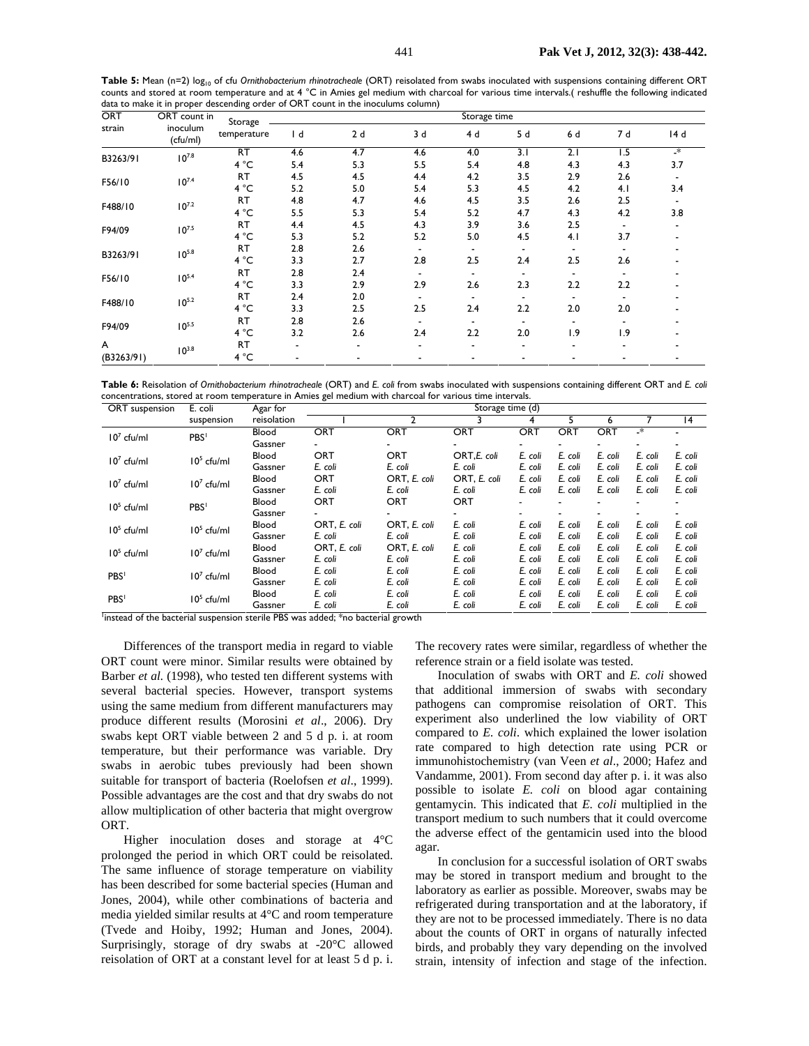**Table 5:** Mean (n=2) $\log_{10}$ of cfu *Ornithobacterium rhinotracheale* (ORT) reisolated from swabs inoculated with suspensions containing different ORT counts and stored at room temperature and at 4 °C in Amies gel medium with charcoal for various time intervals.( reshuffle the following indicated data to make it in proper descending order of ORT count in the inoculums column)

| ORT strain | ORT count in inoculum (cfu/ml) | Storage temperature | Storage time | | | | | | | |
|---|---|---|---|---|---|---|---|---|---|---|
| | | | 1 d | 2 d | 3 d | 4 d | 5 d | 6 d | 7 d | 14 d |
| B3263/91 | $10^{7.8}$ | RT | 4.6 | 4.7 | 4.6 | 4.0 | 3.1 | 2.1 | 1.5 | -* |
| | | 4 °C | 5.4 | 5.3 | 5.5 | 5.4 | 4.8 | 4.3 | 4.3 | 3.7 |
| F56/10 | $10^{7.4}$ | RT | 4.5 | 4.5 | 4.4 | 4.2 | 3.5 | 2.9 | 2.6 | - |
| | | 4 °C | 5.2 | 5.0 | 5.4 | 5.3 | 4.5 | 4.2 | 4.1 | 3.4 |
| F488/10 | $10^{7.2}$ | RT | 4.8 | 4.7 | 4.6 | 4.5 | 3.5 | 2.6 | 2.5 | - |
| | | 4 °C | 5.5 | 5.3 | 5.4 | 5.2 | 4.7 | 4.3 | 4.2 | 3.8 |
| F94/09 | $10^{7.5}$ | RT | 4.4 | 4.5 | 4.3 | 3.9 | 3.6 | 2.5 | - | - |
| | | 4 °C | 5.3 | 5.2 | 5.2 | 5.0 | 4.5 | 4.1 | 3.7 | - |
| B3263/91 | $10^{5.8}$ | RT | 2.8 | 2.6 | - | - | - | - | - | - |
| | | 4 °C | 3.3 | 2.7 | 2.8 | 2.5 | 2.4 | 2.5 | 2.6 | - |
| F56/10 | $10^{5.4}$ | RT | 2.8 | 2.4 | - | - | - | - | - | - |
| | | 4 °C | 3.3 | 2.9 | 2.9 | 2.6 | 2.3 | 2.2 | 2.2 | - |
| F488/10 | $10^{5.2}$ | RT | 2.4 | 2.0 | - | - | - | - | - | - |
| | | 4 °C | 3.3 | 2.5 | 2.5 | 2.4 | 2.2 | 2.0 | 2.0 | - |
| F94/09 | $10^{5.5}$ | RT | 2.8 | 2.6 | - | - | - | - | - | - |
| | | 4 °C | 3.2 | 2.6 | 2.4 | 2.2 | 2.0 | 1.9 | 1.9 | - |
| A (B3263/91) | $10^{3.8}$ | RT | - | - | - | - | - | - | - | - |
| | | 4 °C | - | - | - | - | - | - | - | - |

**Table 6:** Reisolation of *Ornithobacterium rhinotracheale* (ORT) and *E. coli* from swabs inoculated with suspensions containing different ORT and *E. coli* concentrations, stored at room temperature in Amies gel medium with charcoal for various time intervals.

| ORT suspension | E. coli suspension | Agar for reisolation | Storage time (d) | | | | | | | |
|---|---|---|---|---|---|---|---|---|---|---|
| | | | 1 | 2 | 3 | 4 | 5 | 6 | 7 | 14 |
| $10^7$ cfu/ml | PBS[1] | Blood | ORT | ORT | ORT | ORT | ORT | ORT | -* | - |
| | | Gassner | - | - | - | - | - | - | - | - |
| $10^7$ cfu/ml | $10^5$ cfu/ml | Blood | ORT | ORT | ORT,*E. coli* | *E. coli* | *E. coli* | *E. coli* | *E. coli* | *E. coli* |
| | | Gassner | *E. coli* | *E. coli* | *E. coli* | *E. coli* | *E. coli* | *E. coli* | *E. coli* | *E. coli* |
| $10^7$ cfu/ml | $10^7$ cfu/ml | Blood | ORT | ORT, *E. coli* | ORT, *E. coli* | *E. coli* | *E. coli* | *E. coli* | *E. coli* | *E. coli* |
| | | Gassner | *E. coli* | *E. coli* | *E. coli* | *E. coli* | *E. coli* | *E. coli* | *E. coli* | *E. coli* |
| $10^5$ cfu/ml | PBS[1] | Blood | ORT | ORT | ORT | - | - | - | - | - |
| | | Gassner | - | - | - | - | - | - | - | - |
| $10^5$ cfu/ml | $10^5$ cfu/ml | Blood | ORT, *E. coli* | ORT, *E. coli* | *E. coli* | *E. coli* | *E. coli* | *E. coli* | *E. coli* | *E. coli* |
| | | Gassner | *E. coli* | *E. coli* | *E. coli* | *E. coli* | *E. coli* | *E. coli* | *E. coli* | *E. coli* |
| $10^5$ cfu/ml | $10^7$ cfu/ml | Blood | ORT, *E. coli* | ORT, *E. coli* | *E. coli* | *E. coli* | *E. coli* | *E. coli* | *E. coli* | *E. coli* |
| | | Gassner | *E. coli* | *E. coli* | *E. coli* | *E. coli* | *E. coli* | *E. coli* | *E. coli* | *E. coli* |
| PBS[1] | $10^7$ cfu/ml | Blood | *E. coli* | *E. coli* | *E. coli* | *E. coli* | *E. coli* | *E. coli* | *E. coli* | *E. coli* |
| | | Gassner | *E. coli* | *E. coli* | *E. coli* | *E. coli* | *E. coli* | *E. coli* | *E. coli* | *E. coli* |
| PBS[1] | $10^5$ cfu/ml | Blood | *E. coli* | *E. coli* | *E. coli* | *E. coli* | *E. coli* | *E. coli* | *E. coli* | *E. coli* |
| | | Gassner | *E. coli* | *E. coli* | *E. coli* | *E. coli* | *E. coli* | *E. coli* | *E. coli* | *E. coli* |

[1]instead of the bacterial suspension sterile PBS was added; *no bacterial growth

Differences of the transport media in regard to viable ORT count were minor. Similar results were obtained by Barber *et al.* (1998), who tested ten different systems with several bacterial species. However, transport systems using the same medium from different manufacturers may produce different results (Morosini *et al*., 2006). Dry swabs kept ORT viable between 2 and 5 d p. i. at room temperature, but their performance was variable. Dry swabs in aerobic tubes previously had been shown suitable for transport of bacteria (Roelofsen *et al*., 1999). Possible advantages are the cost and that dry swabs do not allow multiplication of other bacteria that might overgrow ORT.

Higher inoculation doses and storage at 4°C prolonged the period in which ORT could be reisolated. The same influence of storage temperature on viability has been described for some bacterial species (Human and Jones, 2004), while other combinations of bacteria and media yielded similar results at 4°C and room temperature (Tvede and Hoiby, 1992; Human and Jones, 2004). Surprisingly, storage of dry swabs at -20°C allowed reisolation of ORT at a constant level for at least 5 d p. i. The recovery rates were similar, regardless of whether the reference strain or a field isolate was tested.

Inoculation of swabs with ORT and *E. coli* showed that additional immersion of swabs with secondary pathogens can compromise reisolation of ORT. This experiment also underlined the low viability of ORT compared to *E. coli*. which explained the lower isolation rate compared to high detection rate using PCR or immunohistochemistry (van Veen *et al*., 2000; Hafez and Vandamme, 2001). From second day after p. i. it was also possible to isolate *E. coli* on blood agar containing gentamycin. This indicated that *E. coli* multiplied in the transport medium to such numbers that it could overcome the adverse effect of the gentamicin used into the blood agar.

In conclusion for a successful isolation of ORT swabs may be stored in transport medium and brought to the laboratory as earlier as possible. Moreover, swabs may be refrigerated during transportation and at the laboratory, if they are not to be processed immediately. There is no data about the counts of ORT in organs of naturally infected birds, and probably they vary depending on the involved strain, intensity of infection and stage of the infection.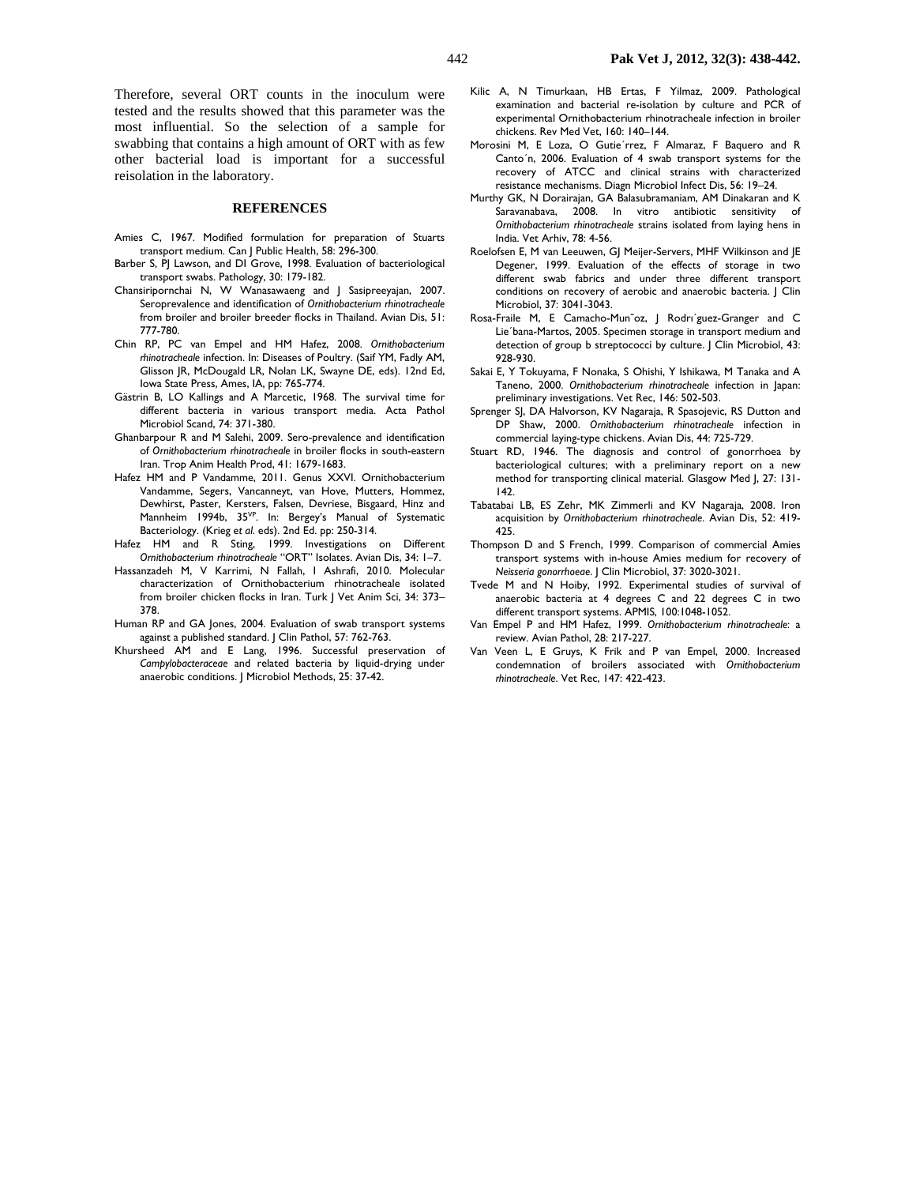Therefore, several ORT counts in the inoculum were tested and the results showed that this parameter was the most influential. So the selection of a sample for swabbing that contains a high amount of ORT with as few other bacterial load is important for a successful reisolation in the laboratory.

## REFERENCES

Amies C, 1967. Modified formulation for preparation of Stuarts transport medium. Can J Public Health, 58: 296-300.

Barber S, PJ Lawson, and DI Grove, 1998. Evaluation of bacteriological transport swabs. Pathology, 30: 179-182.

Chansiripornchai N, W Wanasawaeng and J Sasipreeyajan, 2007. Seroprevalence and identification of *Ornithobacterium rhinotracheale* from broiler and broiler breeder flocks in Thailand. Avian Dis, 51: 777-780.

Chin RP, PC van Empel and HM Hafez, 2008. *Ornithobacterium rhinotracheale* infection. In: Diseases of Poultry. (Saif YM, Fadly AM, Glisson JR, McDougald LR, Nolan LK, Swayne DE, eds). 12nd Ed, Iowa State Press, Ames, IA, pp: 765-774.

Gästrin B, LO Kallings and A Marcetic, 1968. The survival time for different bacteria in various transport media. Acta Pathol Microbiol Scand, 74: 371-380.

Ghanbarpour R and M Salehi, 2009. Sero-prevalence and identification of *Ornithobacterium rhinotracheale* in broiler flocks in south-eastern Iran. Trop Anim Health Prod, 41: 1679-1683.

Hafez HM and P Vandamme, 2011. Genus XXVI. Ornithobacterium Vandamme, Segers, Vancanneyt, van Hove, Mutters, Hommez, Dewhirst, Paster, Kersters, Falsen, Devriese, Bisgaard, Hinz and Mannheim 1994b, 35[VP]. In: Bergey's Manual of Systematic Bacteriology. (Krieg et *al.* eds). 2nd Ed. pp: 250-314.

Hafez HM and R Sting, 1999. Investigations on Different *Ornithobacterium rhinotracheale* "ORT" Isolates. Avian Dis, 34: 1–7.

Hassanzadeh M, V Karrimi, N Fallah, I Ashrafi, 2010. Molecular characterization of Ornithobacterium rhinotracheale isolated from broiler chicken flocks in Iran. Turk J Vet Anim Sci, 34: 373–378.

Human RP and GA Jones, 2004. Evaluation of swab transport systems against a published standard. J Clin Pathol, 57: 762-763.

Khursheed AM and E Lang, 1996. Successful preservation of *Campylobacteraceae* and related bacteria by liquid-drying under anaerobic conditions. J Microbiol Methods, 25: 37-42.

Kilic A, N Timurkaan, HB Ertas, F Yilmaz, 2009. Pathological examination and bacterial re-isolation by culture and PCR of experimental Ornithobacterium rhinotracheale infection in broiler chickens. Rev Med Vet, 160: 140–144.

Morosini M, E Loza, O Gutie´rrez, F Almaraz, F Baquero and R Canto´n, 2006. Evaluation of 4 swab transport systems for the recovery of ATCC and clinical strains with characterized resistance mechanisms. Diagn Microbiol Infect Dis, 56: 19–24.

Murthy GK, N Dorairajan, GA Balasubramaniam, AM Dinakaran and K Saravanabava, 2008. In vitro antibiotic sensitivity of *Ornithobacterium rhinotracheale* strains isolated from laying hens in India. Vet Arhiv, 78: 4-56.

Roelofsen E, M van Leeuwen, GJ Meijer-Servers, MHF Wilkinson and JE Degener, 1999. Evaluation of the effects of storage in two different swab fabrics and under three different transport conditions on recovery of aerobic and anaerobic bacteria. J Clin Microbiol, 37: 3041-3043.

Rosa-Fraile M, E Camacho-Mun˜oz, J Rodrı´guez-Granger and C Lie´bana-Martos, 2005. Specimen storage in transport medium and detection of group b streptococci by culture. J Clin Microbiol, 43: 928-930.

Sakai E, Y Tokuyama, F Nonaka, S Ohishi, Y Ishikawa, M Tanaka and A Taneno, 2000. *Ornithobacterium rhinotracheale* infection in Japan: preliminary investigations. Vet Rec, 146: 502-503.

Sprenger SJ, DA Halvorson, KV Nagaraja, R Spasojevic, RS Dutton and DP Shaw, 2000. *Ornithobacterium rhinotracheale* infection in commercial laying-type chickens. Avian Dis, 44: 725-729.

Stuart RD, 1946. The diagnosis and control of gonorrhoea by bacteriological cultures; with a preliminary report on a new method for transporting clinical material. Glasgow Med J, 27: 131-142.

Tabatabai LB, ES Zehr, MK Zimmerli and KV Nagaraja, 2008. Iron acquisition by *Ornithobacterium rhinotracheale*. Avian Dis, 52: 419-425.

Thompson D and S French, 1999. Comparison of commercial Amies transport systems with in-house Amies medium for recovery of *Neisseria gonorrhoeae*. J Clin Microbiol, 37: 3020-3021.

Tvede M and N Hoiby, 1992. Experimental studies of survival of anaerobic bacteria at 4 degrees C and 22 degrees C in two different transport systems. APMIS, 100:1048-1052.

Van Empel P and HM Hafez, 1999. *Ornithobacterium rhinotracheale*: a review. Avian Pathol, 28: 217-227.

Van Veen L, E Gruys, K Frik and P van Empel, 2000. Increased condemnation of broilers associated with *Ornithobacterium rhinotracheale*. Vet Rec, 147: 422-423.